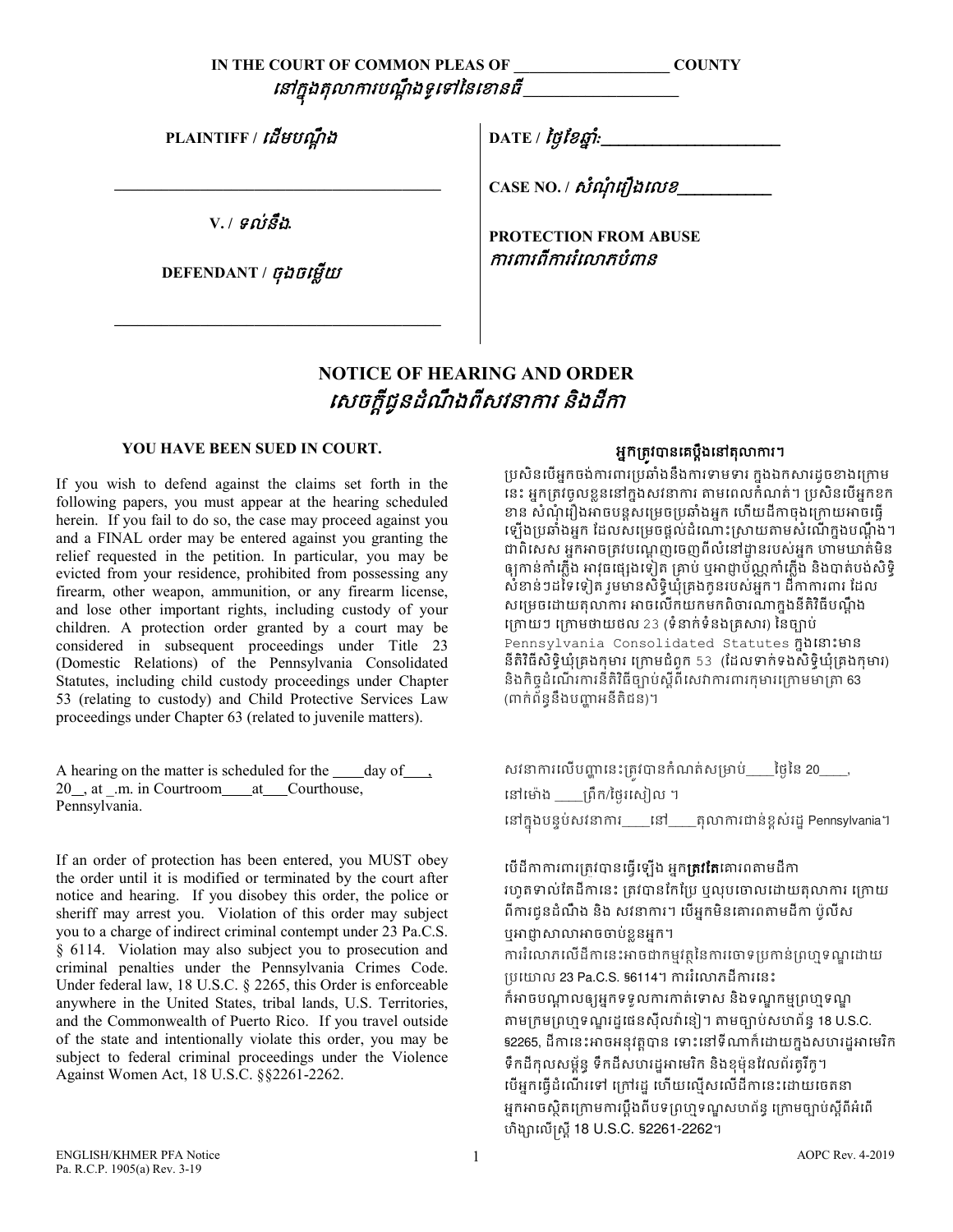**IN THE COURT OF COMMON PLEAS OF ____________________ COUNTY**
*នៅក្នុងតុលាការបណ្តឹងទូទៅនៃខោនធី ___________________*

| | |
|---|---|
| **PLAINTIFF /** *ដើមបណ្តឹង*<br><br>________________________________________<br><br>**V. /** *ទល់នឹង*<br><br>**DEFENDANT /** *ចុងចម្លើយ*<br><br>________________________________________ | **DATE /** *ថ្ងៃខែឆ្នាំ:* ______________________<br><br>**CASE NO. /** *សំណុំរឿងលេខ* ___________<br><br>**PROTECTION FROM ABUSE**<br>*ការពារពីការរំលោភបំពាន* |

## NOTICE OF HEARING AND ORDER
## *សេចក្តីជូនដំណឹងពីសវនាការ និងដីកា*

**YOU HAVE BEEN SUED IN COURT.**

If you wish to defend against the claims set forth in the following papers, you must appear at the hearing scheduled herein. If you fail to do so, the case may proceed against you and a FINAL order may be entered against you granting the relief requested in the petition. In particular, you may be evicted from your residence, prohibited from possessing any firearm, other weapon, ammunition, or any firearm license, and lose other important rights, including custody of your children. A protection order granted by a court may be considered in subsequent proceedings under Title 23 (Domestic Relations) of the Pennsylvania Consolidated Statutes, including child custody proceedings under Chapter 53 (relating to custody) and Child Protective Services Law proceedings under Chapter 63 (related to juvenile matters).

**អ្នកត្រូវបានគេប្តឹងនៅតុលាការ។**

ប្រសិនបើអ្នកចង់ការពារប្រឆាំងនឹងការទាមទារ ក្នុងឯកសារដូចខាងក្រោមនេះ អ្នកត្រូវចូលខ្លួននៅក្នុងសវនាការ តាមពេលកំណត់។ ប្រសិនបើអ្នកខកខាន សំណុំរឿងអាចបន្តសម្រេចប្រឆាំងអ្នក ហើយដីកាចុងក្រោយអាចធ្វើឡើងប្រឆាំងអ្នក ដែលសម្រេចផ្តល់ដំណោះស្រាយតាមសំណើក្នុងបណ្តឹង។ ជាពិសេស អ្នកអាចត្រូវបណ្តេញចេញពីលំនៅដ្ឋានរបស់អ្នក ហាមឃាត់មិនឲ្យកាន់កាំភ្លើង អាវុធផ្សេងទៀត គ្រាប់ ឬអាជ្ញាប័ណ្ណកាំភ្លើង និងបាត់បង់សិទ្ធិសំខាន់ៗដទៃទៀត រួមមានសិទ្ធិឃុំគ្រងកូនរបស់អ្នក។ ដីកាការពារ ដែលសម្រេចដោយតុលាការ អាចលើកយកមកពិចារណាក្នុងនីតិវិធីបណ្តឹងក្រោយៗ ក្រោមជំពូក 23 (ទំនាក់ទំនងគ្រួសារ) នៃច្បាប់ Pennsylvania Consolidated Statutes ក្នុងនោះមាននីតិវិធីសិទ្ធិឃុំគ្រងកុមារ ក្រោមជំពូក 53 (ដែលទាក់ទងសិទ្ធិឃុំគ្រងកុមារ) និងកិច្ចដំណើរការនីតិវិធីច្បាប់ស្តីពីសេវាការពារកុមារក្រោមមាត្រា 63 (ពាក់ព័ន្ធនឹងបញ្ហាអនីតិជន)។

A hearing on the matter is scheduled for the ____day of___, 20__, at _.m. in Courtroom____at___Courthouse, Pennsylvania.

សវនាការលើបញ្ហានេះត្រូវបានកំណត់សម្រាប់____ថ្ងៃនៃ 20____,
នៅម៉ោង ____ព្រឹក/ថ្ងៃរសៀល ។
នៅក្នុងបន្ទប់សវនាការ____នៅ____តុលាការជាន់ខ្ពស់រដ្ឋ Pennsylvania។

If an order of protection has been entered, you MUST obey the order until it is modified or terminated by the court after notice and hearing. If you disobey this order, the police or sheriff may arrest you. Violation of this order may subject you to a charge of indirect criminal contempt under 23 Pa.C.S. § 6114. Violation may also subject you to prosecution and criminal penalties under the Pennsylvania Crimes Code. Under federal law, 18 U.S.C. § 2265, this Order is enforceable anywhere in the United States, tribal lands, U.S. Territories, and the Commonwealth of Puerto Rico. If you travel outside of the state and intentionally violate this order, you may be subject to federal criminal proceedings under the Violence Against Women Act, 18 U.S.C. §§2261-2262.

បើដីកាការពារត្រូវបានធ្វើឡើង អ្នក**ត្រូវតែ**គោរពតាមដីកា រហូតទាល់តែដីកានេះ ត្រូវបានកែប្រែ ឬលុបចោលដោយតុលាការ ក្រោយពីការជូនដំណឹង និង សវនាការ។ បើអ្នកមិនគោរពតាមដីកា ប៉ូលីស ឬអាជ្ញាសាលាអាចចាប់ខ្លួនអ្នក។
ការរំលោភលើដីកានេះអាចជាកម្មវត្ថុនៃការចោទប្រកាន់ព្រហ្មទណ្ឌដោយប្រយោល 23 Pa.C.S. §6114។ ការរំលោភដីកានេះ
ក៏អាចបណ្តាលឲ្យអ្នកទទួលការកាត់ទោស និងទណ្ឌកម្មព្រហ្មទណ្ឌ តាមក្រមព្រហ្មទណ្ឌរដ្ឋផេនស៊ីលវ៉ានៀ។ តាមច្បាប់សហព័ន្ធ 18 U.S.C. §2265, ដីកានេះអាចអនុវត្តបាន ទោះនៅទីណាក៏ដោយក្នុងសហរដ្ឋអាមេរិក ទឹកដីកុលសម្ព័ន្ធ ទឹកដីសហរដ្ឋអាមេរិក និងខុម៉ុនវែលព័រតូរីកូ។ បើអ្នកធ្វើដំណើរទៅ ក្រៅរដ្ឋ ហើយល្មើសលើដីកានេះដោយចេតនា អ្នកអាចស្ថិតក្រោមការប្តឹងពីបទព្រហ្មទណ្ឌសហព័ន្ធ ក្រោមច្បាប់ស្តីពីអំពើហិង្សាលើស្ត្រី 18 U.S.C. §2261-2262។

ENGLISH/KHMER PFA Notice
Pa. R.C.P. 1905(a) Rev. 3-19

AOPC Rev. 4-2019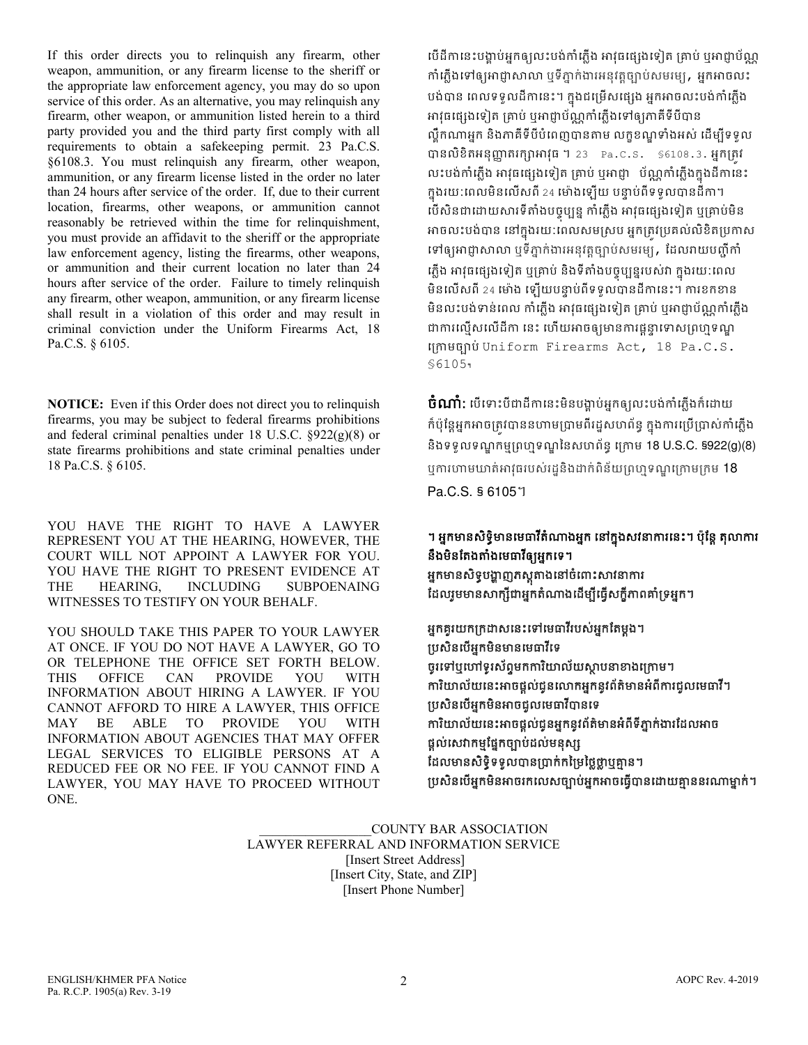If this order directs you to relinquish any firearm, other weapon, ammunition, or any firearm license to the sheriff or the appropriate law enforcement agency, you may do so upon service of this order. As an alternative, you may relinquish any firearm, other weapon, or ammunition listed herein to a third party provided you and the third party first comply with all requirements to obtain a safekeeping permit. 23 Pa.C.S. §6108.3. You must relinquish any firearm, other weapon, ammunition, or any firearm license listed in the order no later than 24 hours after service of the order. If, due to their current location, firearms, other weapons, or ammunition cannot reasonably be retrieved within the time for relinquishment, you must provide an affidavit to the sheriff or the appropriate law enforcement agency, listing the firearms, other weapons, or ammunition and their current location no later than 24 hours after service of the order. Failure to timely relinquish any firearm, other weapon, ammunition, or any firearm license shall result in a violation of this order and may result in criminal conviction under the Uniform Firearms Act, 18 Pa.C.S. § 6105.

បើដីកានេះបង្គាប់អ្នកឲ្យលះបង់កាំភ្លើង អាវុធផ្សេងទៀត គ្រាប់ ឬអាជ្ញាប័ណ្ណកាំភ្លើងទៅឲ្យអាជ្ញាសាលា ឬទីភ្នាក់ងារអនុវត្តច្បាប់សមរម្យ, អ្នកអាចលះបង់បាន ពេលទទួលដីកានេះ។ ក្នុងជម្រើសផ្សេង អ្នកអាចលះបង់កាំភ្លើង អាវុធផ្សេងទៀត គ្រាប់ ឬអាជ្ញាប័ណ្ណកាំភ្លើងទៅឲ្យភាគីទីបីបាន លុះត្រាតែអ្នក និងភាគីទីបីបំពេញបានតាម លក្ខខណ្ឌទាំងអស់ ដើម្បីទទួលបានលិខិតអនុញ្ញាតរក្សាអាវុធ ។ 23 Pa.C.S. §6108.3. អ្នកត្រូវលះបង់កាំភ្លើង អាវុធផ្សេងទៀត គ្រាប់ ឬអាជ្ញា ប័ណ្ណកាំភ្លើងក្នុងដីកានេះ ក្នុងរយៈពេលមិនលើសពី 24 ម៉ោងឡើយ បន្ទាប់ពីទទួលបានដីកា។ បើសិនជាដោយសារទីតាំងបច្ចុប្បន្ន កាំភ្លើង អាវុធផ្សេងទៀត ឬគ្រាប់មិនអាចលះបង់បាន នៅក្នុងរយៈពេលសមស្រប អ្នកត្រូវប្រគល់លិខិតប្រកាសទៅឲ្យអាជ្ញាសាលា ឬទីភ្នាក់ងារអនុវត្តច្បាប់សមរម្យ, ដែលរាយបញ្ជីកាំភ្លើង អាវុធផ្សេងទៀត ឬគ្រាប់ និងទីតាំងបច្ចុប្បន្នរបស់វា ក្នុងរយៈពេលមិនលើសពី 24 ម៉ោង ឡើយបន្ទាប់ពីទទួលបានដីកានេះ។ ការខកខានមិនលះបង់ទាន់ពេល កាំភ្លើង អាវុធផ្សេងទៀត គ្រាប់ ឬអាជ្ញាប័ណ្ណកាំភ្លើង ជាការល្មើសលើដីកា នេះ ហើយអាចឲ្យមានការផ្តន្ទាទោសព្រហ្មទណ្ឌក្រោមច្បាប់ Uniform Firearms Act, 18 Pa.C.S. §6105។

**NOTICE:** Even if this Order does not direct you to relinquish firearms, you may be subject to federal firearms prohibitions and federal criminal penalties under 18 U.S.C. §922(g)(8) or state firearms prohibitions and state criminal penalties under 18 Pa.C.S. § 6105.

**ចំណាំ:** បើទោះបីជាដីកានេះមិនបង្គាប់អ្នកឲ្យលះបង់កាំភ្លើងក៏ដោយ ក៏ប៉ុន្តែអ្នកអាចត្រូវបានហាមប្រាមពីរដ្ឋសហព័ន្ធ ក្នុងការប្រើប្រាស់កាំភ្លើង និងទទួលទណ្ឌកម្មព្រហ្មទណ្ឌនៃសហព័ន្ធ ក្រោម 18 U.S.C. §922(g)(8) ឬការហាមឃាត់អាវុធរបស់រដ្ឋនិងដាក់ពិន័យព្រហ្មទណ្ឌក្រោមក្រម 18 Pa.C.S. § 6105។

YOU HAVE THE RIGHT TO HAVE A LAWYER REPRESENT YOU AT THE HEARING, HOWEVER, THE COURT WILL NOT APPOINT A LAWYER FOR YOU. YOU HAVE THE RIGHT TO PRESENT EVIDENCE AT THE HEARING, INCLUDING SUBPOENAING WITNESSES TO TESTIFY ON YOUR BEHALF.

**។ អ្នកមានសិទ្ធិមានមេធាវីតំណាងអ្នក នៅក្នុងសវនាការនេះ។ ប៉ុន្តែ តុលាការនឹងមិនតែងតាំងមេធាវីឲ្យអ្នកទេ។**
**អ្នកមានសិទ្ធិបង្ហាញភស្តុតាងនៅចំពោះសវនាការ ដែលរួមមានសាក្សីជាអ្នកតំណាងដើម្បីធ្វើសក្ខីភាពគាំទ្រអ្នក។**

YOU SHOULD TAKE THIS PAPER TO YOUR LAWYER AT ONCE. IF YOU DO NOT HAVE A LAWYER, GO TO OR TELEPHONE THE OFFICE SET FORTH BELOW. THIS OFFICE CAN PROVIDE YOU WITH INFORMATION ABOUT HIRING A LAWYER. IF YOU CANNOT AFFORD TO HIRE A LAWYER, THIS OFFICE MAY BE ABLE TO PROVIDE YOU WITH INFORMATION ABOUT AGENCIES THAT MAY OFFER LEGAL SERVICES TO ELIGIBLE PERSONS AT A REDUCED FEE OR NO FEE. IF YOU CANNOT FIND A LAWYER, YOU MAY HAVE TO PROCEED WITHOUT ONE.

**អ្នកគួរយកក្រដាសនេះទៅមេធាវីរបស់អ្នកតែម្តង។**
**ប្រសិនបើអ្នកមិនមានមេធាវីទេ**
**ចូរទៅឬហៅទូរស័ព្ទមកការិយាល័យស្ថាបនាខាងក្រោម។**
**ការិយាល័យនេះអាចផ្តល់ជូនលោកអ្នកនូវព័ត៌មានអំពីការជួលមេធាវី។**
**ប្រសិនបើអ្នកមិនអាចជួលមេធាវីបានទេ**
**ការិយាល័យនេះអាចផ្តល់ជូនអ្នកនូវព័ត៌មានអំពីទីភ្នាក់ងារដែលអាចផ្តល់សេវាកម្មផ្នែកច្បាប់ដល់មនុស្ស**
**ដែលមានសិទ្ធិទទួលបានប្រាក់កម្រៃថ្លៃថ្នូឬគ្មាន។**
**ប្រសិនបើអ្នកមិនអាចរកលេសច្បាប់អ្នកអាចធ្វើបានដោយគ្មាននរណាម្នាក់។**

_________________COUNTY BAR ASSOCIATION
LAWYER REFERRAL AND INFORMATION SERVICE
[Insert Street Address]
[Insert City, State, and ZIP]
[Insert Phone Number]

ENGLISH/KHMER PFA Notice
Pa. R.C.P. 1905(a) Rev. 3-19

AOPC Rev. 4-2019